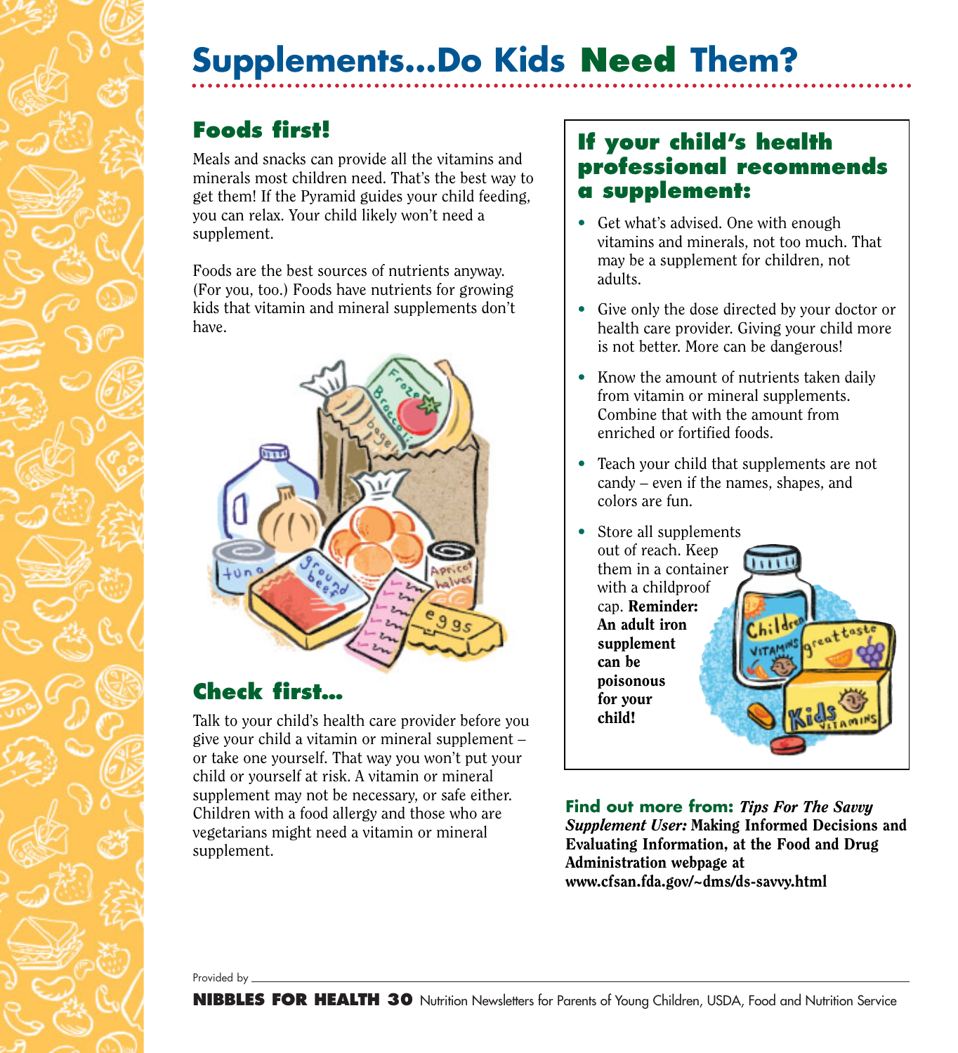# Supplements...Do Kids Need Them?

## Foods first!

Meals and snacks can provide all the vitamins and minerals most children need. That's the best way to get them! If the Pyramid guides your child feeding, you can relax. Your child likely won't need a supplement.

Foods are the best sources of nutrients anyway. (For you, too.) Foods have nutrients for growing kids that vitamin and mineral supplements don't have.

## Check first...

Talk to your child's health care provider before you give your child a vitamin or mineral supplement – or take one yourself. That way you won't put your child or yourself at risk. A vitamin or mineral supplement may not be necessary, or safe either. Children with a food allergy and those who are vegetarians might need a vitamin or mineral supplement.

## If your child's health professional recommends a supplement:

- Get what's advised. One with enough vitamins and minerals, not too much. That may be a supplement for children, not adults.
- Give only the dose directed by your doctor or health care provider. Giving your child more is not better. More can be dangerous!
- Know the amount of nutrients taken daily from vitamin or mineral supplements. Combine that with the amount from enriched or fortified foods.
- Teach your child that supplements are not candy – even if the names, shapes, and colors are fun.
- Store all supplements out of reach. Keep them in a container with a childproof cap. **Reminder: An adult iron supplement can be poisonous for your child!**

**Find out more from:** ***Tips For The Savvy Supplement User:*** **Making Informed Decisions and Evaluating Information, at the Food and Drug Administration webpage at www.cfsan.fda.gov/~dms/ds-savvy.html**

Provided by \_\_\_\_\_\_\_\_\_\_\_\_\_\_\_\_\_\_\_\_

**NIBBLES FOR HEALTH 30** Nutrition Newsletters for Parents of Young Children, USDA, Food and Nutrition Service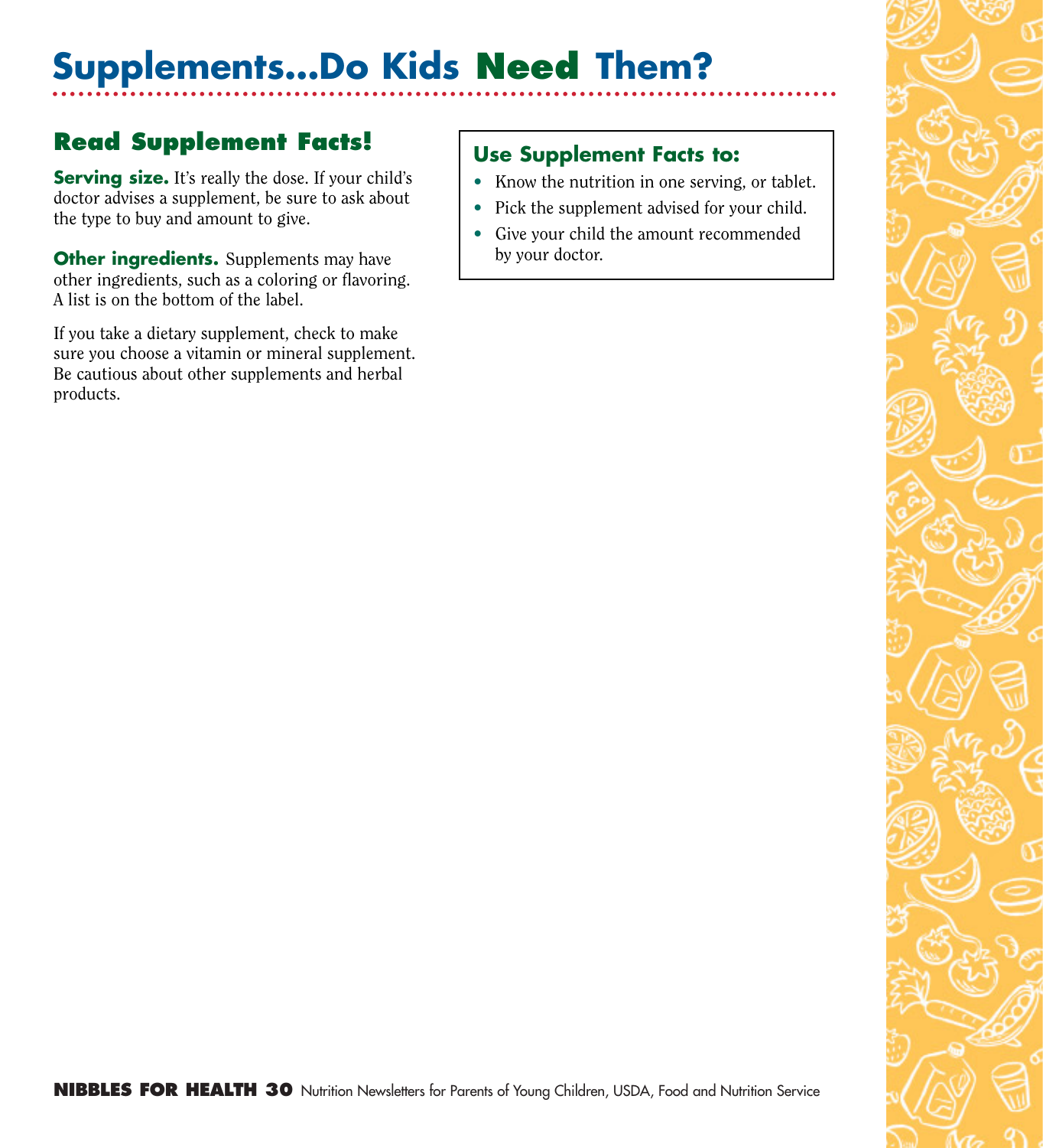# Supplements...Do Kids Need Them?

## Read Supplement Facts!

**Serving size.** It's really the dose. If your child's doctor advises a supplement, be sure to ask about the type to buy and amount to give.

**Other ingredients.** Supplements may have other ingredients, such as a coloring or flavoring. A list is on the bottom of the label.

If you take a dietary supplement, check to make sure you choose a vitamin or mineral supplement. Be cautious about other supplements and herbal products.

### Use Supplement Facts to:

- Know the nutrition in one serving, or tablet.
- Pick the supplement advised for your child.
- Give your child the amount recommended by your doctor.

**NIBBLES FOR HEALTH 30** Nutrition Newsletters for Parents of Young Children, USDA, Food and Nutrition Service